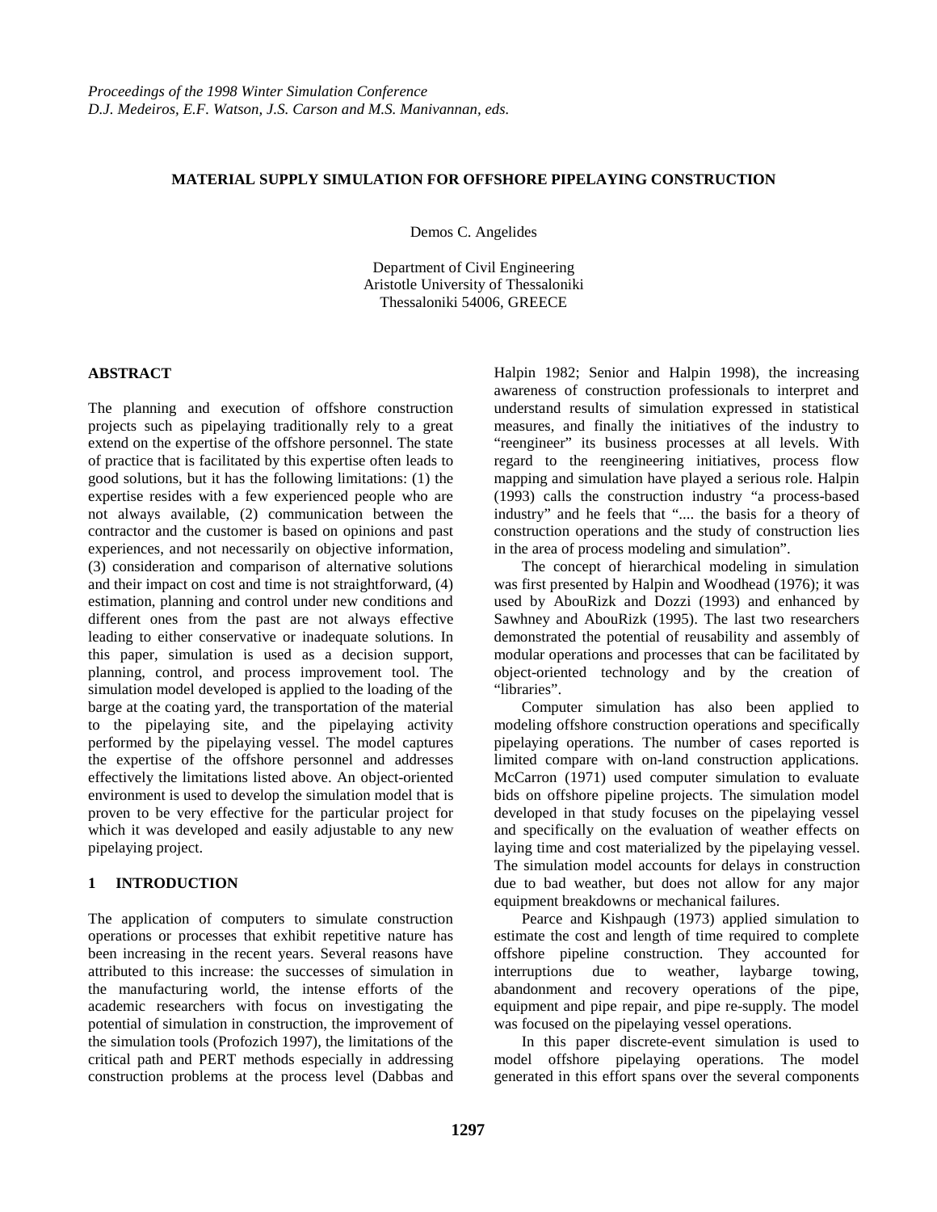# MATERIAL SUPPLY SIMULATION FOR OFFSHORE PIPELAYING CONSTRUCTION

Demos C. Angelides

Department of Civil Engineering
Aristotle University of Thessaloniki
Thessaloniki 54006, GREECE

## ABSTRACT

The planning and execution of offshore construction projects such as pipelaying traditionally rely to a great extend on the expertise of the offshore personnel. The state of practice that is facilitated by this expertise often leads to good solutions, but it has the following limitations: (1) the expertise resides with a few experienced people who are not always available, (2) communication between the contractor and the customer is based on opinions and past experiences, and not necessarily on objective information, (3) consideration and comparison of alternative solutions and their impact on cost and time is not straightforward, (4) estimation, planning and control under new conditions and different ones from the past are not always effective leading to either conservative or inadequate solutions. In this paper, simulation is used as a decision support, planning, control, and process improvement tool. The simulation model developed is applied to the loading of the barge at the coating yard, the transportation of the material to the pipelaying site, and the pipelaying activity performed by the pipelaying vessel. The model captures the expertise of the offshore personnel and addresses effectively the limitations listed above. An object-oriented environment is used to develop the simulation model that is proven to be very effective for the particular project for which it was developed and easily adjustable to any new pipelaying project.

## 1 INTRODUCTION

The application of computers to simulate construction operations or processes that exhibit repetitive nature has been increasing in the recent years. Several reasons have attributed to this increase: the successes of simulation in the manufacturing world, the intense efforts of the academic researchers with focus on investigating the potential of simulation in construction, the improvement of the simulation tools (Profozich 1997), the limitations of the critical path and PERT methods especially in addressing construction problems at the process level (Dabbas and Halpin 1982; Senior and Halpin 1998), the increasing awareness of construction professionals to interpret and understand results of simulation expressed in statistical measures, and finally the initiatives of the industry to "reengineer" its business processes at all levels. With regard to the reengineering initiatives, process flow mapping and simulation have played a serious role. Halpin (1993) calls the construction industry "a process-based industry" and he feels that ".... the basis for a theory of construction operations and the study of construction lies in the area of process modeling and simulation".

The concept of hierarchical modeling in simulation was first presented by Halpin and Woodhead (1976); it was used by AbouRizk and Dozzi (1993) and enhanced by Sawhney and AbouRizk (1995). The last two researchers demonstrated the potential of reusability and assembly of modular operations and processes that can be facilitated by object-oriented technology and by the creation of "libraries".

Computer simulation has also been applied to modeling offshore construction operations and specifically pipelaying operations. The number of cases reported is limited compare with on-land construction applications. McCarron (1971) used computer simulation to evaluate bids on offshore pipeline projects. The simulation model developed in that study focuses on the pipelaying vessel and specifically on the evaluation of weather effects on laying time and cost materialized by the pipelaying vessel. The simulation model accounts for delays in construction due to bad weather, but does not allow for any major equipment breakdowns or mechanical failures.

Pearce and Kishpaugh (1973) applied simulation to estimate the cost and length of time required to complete offshore pipeline construction. They accounted for interruptions due to weather, laybarge towing, abandonment and recovery operations of the pipe, equipment and pipe repair, and pipe re-supply. The model was focused on the pipelaying vessel operations.

In this paper discrete-event simulation is used to model offshore pipelaying operations. The model generated in this effort spans over the several components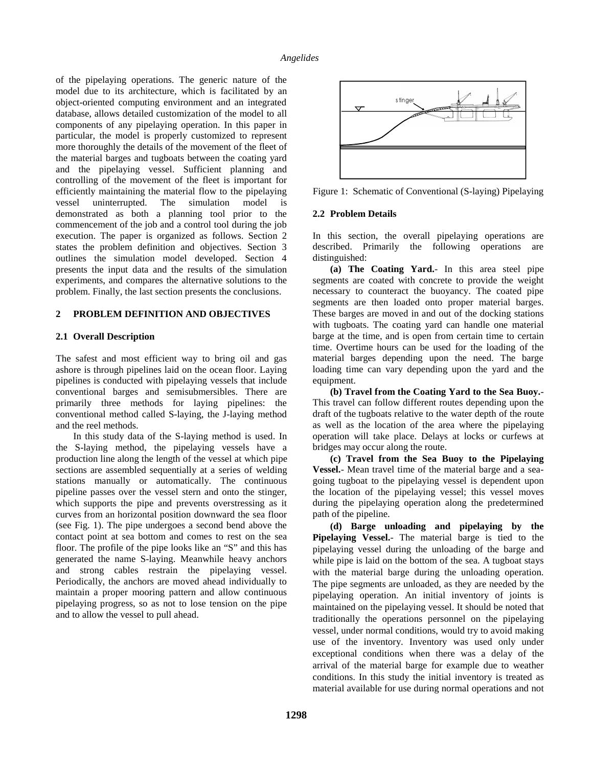of the pipelaying operations. The generic nature of the model due to its architecture, which is facilitated by an object-oriented computing environment and an integrated database, allows detailed customization of the model to all components of any pipelaying operation. In this paper in particular, the model is properly customized to represent more thoroughly the details of the movement of the fleet of the material barges and tugboats between the coating yard and the pipelaying vessel. Sufficient planning and controlling of the movement of the fleet is important for efficiently maintaining the material flow to the pipelaying vessel uninterrupted. The simulation model is demonstrated as both a planning tool prior to the commencement of the job and a control tool during the job execution. The paper is organized as follows. Section 2 states the problem definition and objectives. Section 3 outlines the simulation model developed. Section 4 presents the input data and the results of the simulation experiments, and compares the alternative solutions to the problem. Finally, the last section presents the conclusions.

## 2 PROBLEM DEFINITION AND OBJECTIVES

### 2.1 Overall Description

The safest and most efficient way to bring oil and gas ashore is through pipelines laid on the ocean floor. Laying pipelines is conducted with pipelaying vessels that include conventional barges and semisubmersibles. There are primarily three methods for laying pipelines: the conventional method called S-laying, the J-laying method and the reel methods.

In this study data of the S-laying method is used. In the S-laying method, the pipelaying vessels have a production line along the length of the vessel at which pipe sections are assembled sequentially at a series of welding stations manually or automatically. The continuous pipeline passes over the vessel stern and onto the stinger, which supports the pipe and prevents overstressing as it curves from an horizontal position downward the sea floor (see Fig. 1). The pipe undergoes a second bend above the contact point at sea bottom and comes to rest on the sea floor. The profile of the pipe looks like an "S" and this has generated the name S-laying. Meanwhile heavy anchors and strong cables restrain the pipelaying vessel. Periodically, the anchors are moved ahead individually to maintain a proper mooring pattern and allow continuous pipelaying progress, so as not to lose tension on the pipe and to allow the vessel to pull ahead.

stinger

Figure 1: Schematic of Conventional (S-laying) Pipelaying

### 2.2 Problem Details

In this section, the overall pipelaying operations are described. Primarily the following operations are distinguished:

**(a) The Coating Yard.**- In this area steel pipe segments are coated with concrete to provide the weight necessary to counteract the buoyancy. The coated pipe segments are then loaded onto proper material barges. These barges are moved in and out of the docking stations with tugboats. The coating yard can handle one material barge at the time, and is open from certain time to certain time. Overtime hours can be used for the loading of the material barges depending upon the need. The barge loading time can vary depending upon the yard and the equipment.

**(b) Travel from the Coating Yard to the Sea Buoy.**- This travel can follow different routes depending upon the draft of the tugboats relative to the water depth of the route as well as the location of the area where the pipelaying operation will take place. Delays at locks or curfews at bridges may occur along the route.

**(c) Travel from the Sea Buoy to the Pipelaying Vessel.**- Mean travel time of the material barge and a sea-going tugboat to the pipelaying vessel is dependent upon the location of the pipelaying vessel; this vessel moves during the pipelaying operation along the predetermined path of the pipeline.

**(d) Barge unloading and pipelaying by the Pipelaying Vessel.**- The material barge is tied to the pipelaying vessel during the unloading of the barge and while pipe is laid on the bottom of the sea. A tugboat stays with the material barge during the unloading operation. The pipe segments are unloaded, as they are needed by the pipelaying operation. An initial inventory of joints is maintained on the pipelaying vessel. It should be noted that traditionally the operations personnel on the pipelaying vessel, under normal conditions, would try to avoid making use of the inventory. Inventory was used only under exceptional conditions when there was a delay of the arrival of the material barge for example due to weather conditions. In this study the initial inventory is treated as material available for use during normal operations and not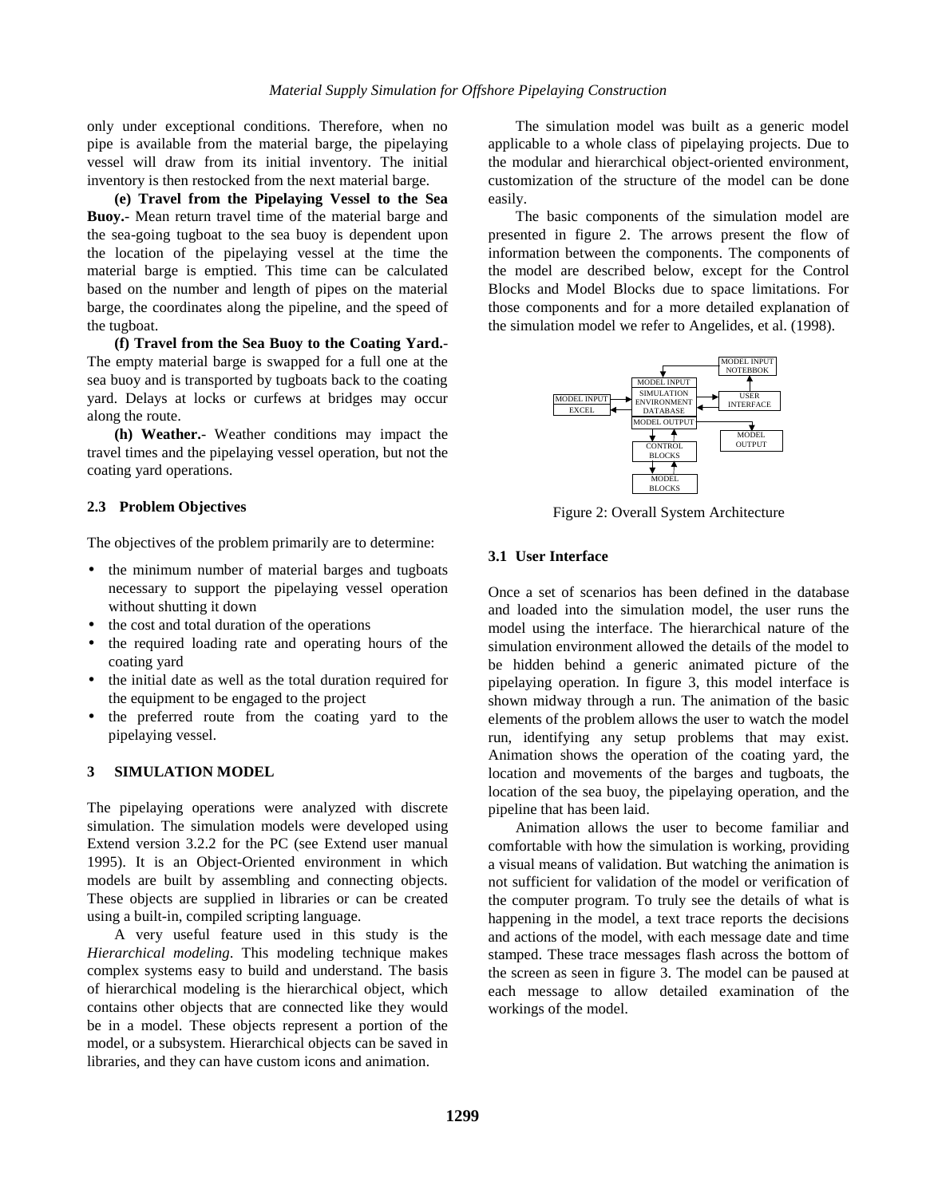only under exceptional conditions. Therefore, when no pipe is available from the material barge, the pipelaying vessel will draw from its initial inventory. The initial inventory is then restocked from the next material barge.

**(e) Travel from the Pipelaying Vessel to the Sea Buoy.**- Mean return travel time of the material barge and the sea-going tugboat to the sea buoy is dependent upon the location of the pipelaying vessel at the time the material barge is emptied. This time can be calculated based on the number and length of pipes on the material barge, the coordinates along the pipeline, and the speed of the tugboat.

**(f) Travel from the Sea Buoy to the Coating Yard.**- The empty material barge is swapped for a full one at the sea buoy and is transported by tugboats back to the coating yard. Delays at locks or curfews at bridges may occur along the route.

**(h) Weather.**- Weather conditions may impact the travel times and the pipelaying vessel operation, but not the coating yard operations.

### 2.3 Problem Objectives

The objectives of the problem primarily are to determine:

- the minimum number of material barges and tugboats necessary to support the pipelaying vessel operation without shutting it down
- the cost and total duration of the operations
- the required loading rate and operating hours of the coating yard
- the initial date as well as the total duration required for the equipment to be engaged to the project
- the preferred route from the coating yard to the pipelaying vessel.

## 3 SIMULATION MODEL

The pipelaying operations were analyzed with discrete simulation. The simulation models were developed using Extend version 3.2.2 for the PC (see Extend user manual 1995). It is an Object-Oriented environment in which models are built by assembling and connecting objects. These objects are supplied in libraries or can be created using a built-in, compiled scripting language.

A very useful feature used in this study is the *Hierarchical modeling*. This modeling technique makes complex systems easy to build and understand. The basis of hierarchical modeling is the hierarchical object, which contains other objects that are connected like they would be in a model. These objects represent a portion of the model, or a subsystem. Hierarchical objects can be saved in libraries, and they can have custom icons and animation.

The simulation model was built as a generic model applicable to a whole class of pipelaying projects. Due to the modular and hierarchical object-oriented environment, customization of the structure of the model can be done easily.

The basic components of the simulation model are presented in figure 2. The arrows present the flow of information between the components. The components of the model are described below, except for the Control Blocks and Model Blocks due to space limitations. For those components and for a more detailed explanation of the simulation model we refer to Angelides, et al. (1998).

MODEL INPUT NOTEBBOK | MODEL INPUT | SIMULATION ENVIRONMENT DATABASE | MODEL OUTPUT | MODEL INPUT EXCEL | USER INTERFACE | MODEL OUTPUT | CONTROL BLOCKS | MODEL BLOCKS

Figure 2: Overall System Architecture

### 3.1 User Interface

Once a set of scenarios has been defined in the database and loaded into the simulation model, the user runs the model using the interface. The hierarchical nature of the simulation environment allowed the details of the model to be hidden behind a generic animated picture of the pipelaying operation. In figure 3, this model interface is shown midway through a run. The animation of the basic elements of the problem allows the user to watch the model run, identifying any setup problems that may exist. Animation shows the operation of the coating yard, the location and movements of the barges and tugboats, the location of the sea buoy, the pipelaying operation, and the pipeline that has been laid.

Animation allows the user to become familiar and comfortable with how the simulation is working, providing a visual means of validation. But watching the animation is not sufficient for validation of the model or verification of the computer program. To truly see the details of what is happening in the model, a text trace reports the decisions and actions of the model, with each message date and time stamped. These trace messages flash across the bottom of the screen as seen in figure 3. The model can be paused at each message to allow detailed examination of the workings of the model.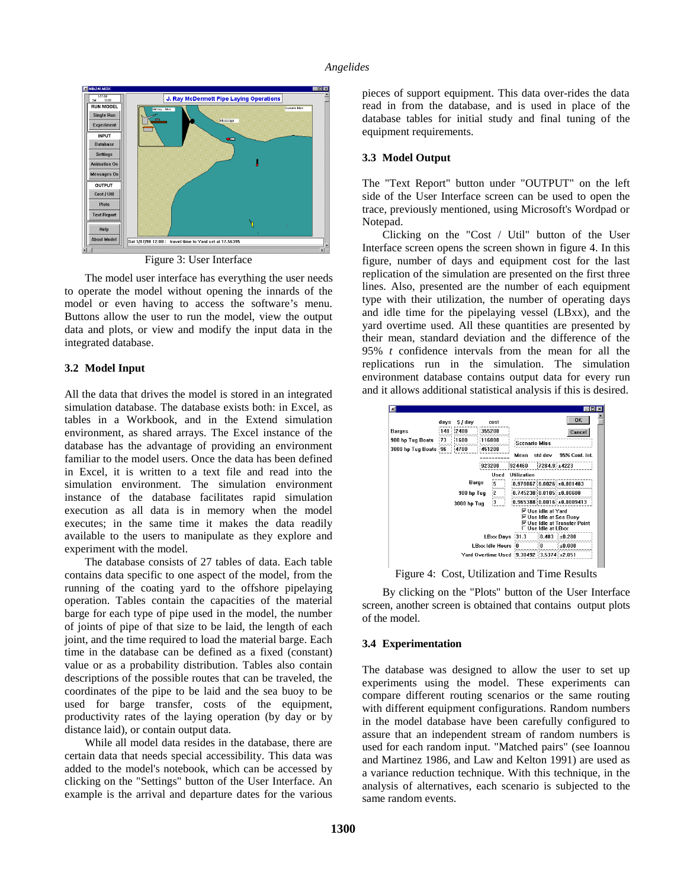Figure 3: User Interface

The model user interface has everything the user needs to operate the model without opening the innards of the model or even having to access the software's menu. Buttons allow the user to run the model, view the output data and plots, or view and modify the input data in the integrated database.

## 3.2 Model Input

All the data that drives the model is stored in an integrated simulation database. The database exists both: in Excel, as tables in a Workbook, and in the Extend simulation environment, as shared arrays. The Excel instance of the database has the advantage of providing an environment familiar to the model users. Once the data has been defined in Excel, it is written to a text file and read into the simulation environment. The simulation environment instance of the database facilitates rapid simulation execution as all data is in memory when the model executes; in the same time it makes the data readily available to the users to manipulate as they explore and experiment with the model.

The database consists of 27 tables of data. Each table contains data specific to one aspect of the model, from the running of the coating yard to the offshore pipelaying operation. Tables contain the capacities of the material barge for each type of pipe used in the model, the number of joints of pipe of that size to be laid, the length of each joint, and the time required to load the material barge. Each time in the database can be defined as a fixed (constant) value or as a probability distribution. Tables also contain descriptions of the possible routes that can be traveled, the coordinates of the pipe to be laid and the sea buoy to be used for barge transfer, costs of the equipment, productivity rates of the laying operation (by day or by distance laid), or contain output data.

While all model data resides in the database, there are certain data that needs special accessibility. This data was added to the model's notebook, which can be accessed by clicking on the "Settings" button of the User Interface. An example is the arrival and departure dates for the various pieces of support equipment. This data over-rides the data read in from the database, and is used in place of the database tables for initial study and final tuning of the equipment requirements.

## 3.3 Model Output

The "Text Report" button under "OUTPUT" on the left side of the User Interface screen can be used to open the trace, previously mentioned, using Microsoft's Wordpad or Notepad.

Clicking on the "Cost / Util" button of the User Interface screen opens the screen shown in figure 4. In this figure, number of days and equipment cost for the last replication of the simulation are presented on the first three lines. Also, presented are the number of each equipment type with their utilization, the number of operating days and idle time for the pipelaying vessel (LBxx), and the yard overtime used. All these quantities are presented by their mean, standard deviation and the difference of the 95% *t* confidence intervals from the mean for all the replications run in the simulation. The simulation environment database contains output data for every run and it allows additional statistical analysis if this is desired.

Figure 4: Cost, Utilization and Time Results

By clicking on the "Plots" button of the User Interface screen, another screen is obtained that contains output plots of the model.

## 3.4 Experimentation

The database was designed to allow the user to set up experiments using the model. These experiments can compare different routing scenarios or the same routing with different equipment configurations. Random numbers in the model database have been carefully configured to assure that an independent stream of random numbers is used for each random input. "Matched pairs" (see Ioannou and Martinez 1986, and Law and Kelton 1991) are used as a variance reduction technique. With this technique, in the analysis of alternatives, each scenario is subjected to the same random events.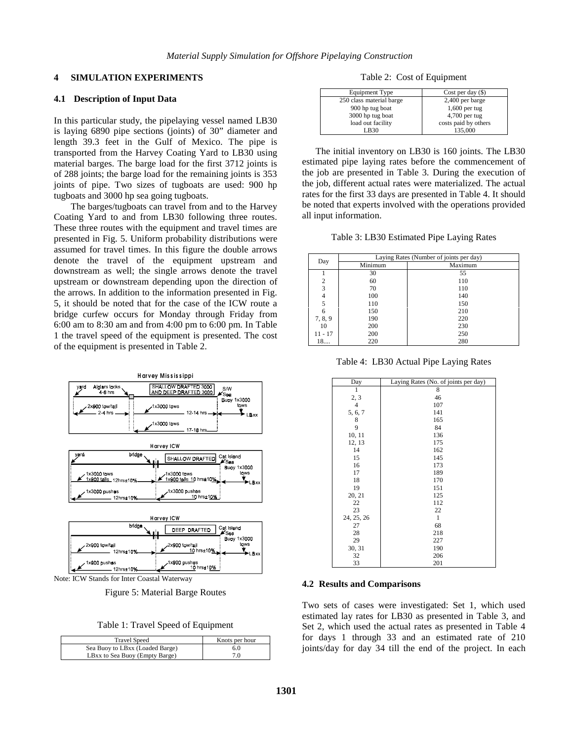## 4 SIMULATION EXPERIMENTS

### 4.1 Description of Input Data

In this particular study, the pipelaying vessel named LB30 is laying 6890 pipe sections (joints) of 30" diameter and length 39.3 feet in the Gulf of Mexico. The pipe is transported from the Harvey Coating Yard to LB30 using material barges. The barge load for the first 3712 joints is of 288 joints; the barge load for the remaining joints is 353 joints of pipe. Two sizes of tugboats are used: 900 hp tugboats and 3000 hp sea going tugboats.

The barges/tugboats can travel from and to the Harvey Coating Yard to and from LB30 following three routes. These three routes with the equipment and travel times are presented in Fig. 5. Uniform probability distributions were assumed for travel times. In this figure the double arrows denote the travel of the equipment upstream and downstream as well; the single arrows denote the travel upstream or downstream depending upon the direction of the arrows. In addition to the information presented in Fig. 5, it should be noted that for the case of the ICW route a bridge curfew occurs for Monday through Friday from 6:00 am to 8:30 am and from 4:00 pm to 6:00 pm. In Table 1 the travel speed of the equipment is presented. The cost of the equipment is presented in Table 2.

Note: ICW Stands for Inter Coastal Waterway

Figure 5: Material Barge Routes

Table 1: Travel Speed of Equipment

| Travel Speed | Knots per hour |
|---|---|
| Sea Buoy to LBxx (Loaded Barge) | 6.0 |
| LBxx to Sea Buoy (Empty Barge) | 7.0 |

Table 2: Cost of Equipment

| Equipment Type | Cost per day ($) |
|---|---|
| 250 class material barge | 2,400 per barge |
| 900 hp tug boat | 1,600 per tug |
| 3000 hp tug boat | 4,700 per tug |
| load out facility | costs paid by others |
| LB30 | 135,000 |

The initial inventory on LB30 is 160 joints. The LB30 estimated pipe laying rates before the commencement of the job are presented in Table 3. During the execution of the job, different actual rates were materialized. The actual rates for the first 33 days are presented in Table 4. It should be noted that experts involved with the operations provided all input information.

Table 3: LB30 Estimated Pipe Laying Rates

| Day | Laying Rates (Number of joints per day) | |
|---|---|---|
| | Minimum | Maximum |
| 1 | 30 | 55 |
| 2 | 60 | 110 |
| 3 | 70 | 110 |
| 4 | 100 | 140 |
| 5 | 110 | 150 |
| 6 | 150 | 210 |
| 7, 8, 9 | 190 | 220 |
| 10 | 200 | 230 |
| 11 - 17 | 200 | 250 |
| 18.... | 220 | 280 |

Table 4: LB30 Actual Pipe Laying Rates

| Day | Laying Rates (No. of joints per day) |
|---|---|
| 1 | 8 |
| 2, 3 | 46 |
| 4 | 107 |
| 5, 6, 7 | 141 |
| 8 | 165 |
| 9 | 84 |
| 10, 11 | 136 |
| 12, 13 | 175 |
| 14 | 162 |
| 15 | 145 |
| 16 | 173 |
| 17 | 189 |
| 18 | 170 |
| 19 | 151 |
| 20, 21 | 125 |
| 22 | 112 |
| 23 | 22 |
| 24, 25, 26 | 1 |
| 27 | 68 |
| 28 | 218 |
| 29 | 227 |
| 30, 31 | 190 |
| 32 | 206 |
| 33 | 201 |

### 4.2 Results and Comparisons

Two sets of cases were investigated: Set 1, which used estimated lay rates for LB30 as presented in Table 3, and Set 2, which used the actual rates as presented in Table 4 for days 1 through 33 and an estimated rate of 210 joints/day for day 34 till the end of the project. In each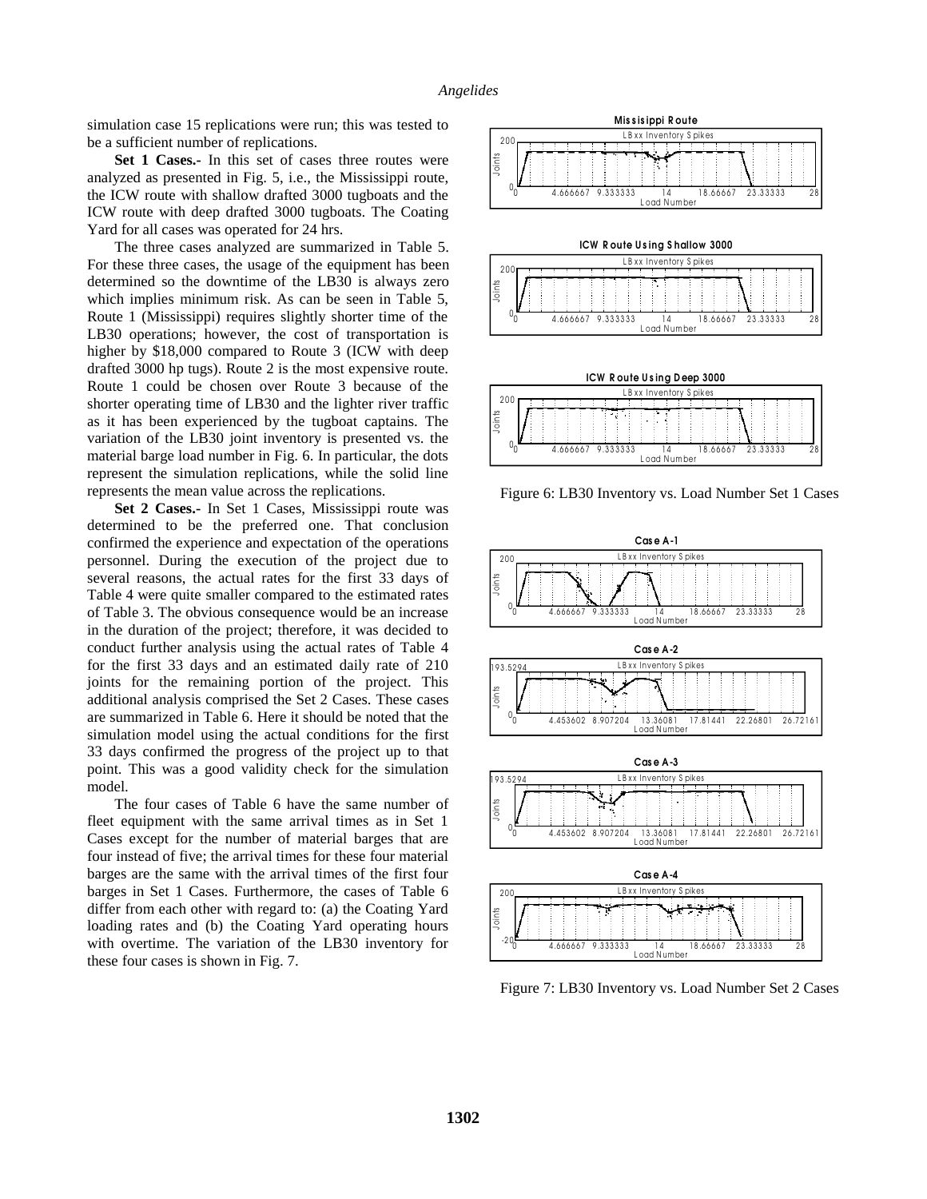simulation case 15 replications were run; this was tested to be a sufficient number of replications.

**Set 1 Cases.-** In this set of cases three routes were analyzed as presented in Fig. 5, i.e., the Mississippi route, the ICW route with shallow drafted 3000 tugboats and the ICW route with deep drafted 3000 tugboats. The Coating Yard for all cases was operated for 24 hrs.

The three cases analyzed are summarized in Table 5. For these three cases, the usage of the equipment has been determined so the downtime of the LB30 is always zero which implies minimum risk. As can be seen in Table 5, Route 1 (Mississippi) requires slightly shorter time of the LB30 operations; however, the cost of transportation is higher by $18,000 compared to Route 3 (ICW with deep drafted 3000 hp tugs). Route 2 is the most expensive route. Route 1 could be chosen over Route 3 because of the shorter operating time of LB30 and the lighter river traffic as it has been experienced by the tugboat captains. The variation of the LB30 joint inventory is presented vs. the material barge load number in Fig. 6. In particular, the dots represent the simulation replications, while the solid line represents the mean value across the replications.

**Set 2 Cases.-** In Set 1 Cases, Mississippi route was determined to be the preferred one. That conclusion confirmed the experience and expectation of the operations personnel. During the execution of the project due to several reasons, the actual rates for the first 33 days of Table 4 were quite smaller compared to the estimated rates of Table 3. The obvious consequence would be an increase in the duration of the project; therefore, it was decided to conduct further analysis using the actual rates of Table 4 for the first 33 days and an estimated daily rate of 210 joints for the remaining portion of the project. This additional analysis comprised the Set 2 Cases. These cases are summarized in Table 6. Here it should be noted that the simulation model using the actual conditions for the first 33 days confirmed the progress of the project up to that point. This was a good validity check for the simulation model.

The four cases of Table 6 have the same number of fleet equipment with the same arrival times as in Set 1 Cases except for the number of material barges that are four instead of five; the arrival times for these four material barges are the same with the arrival times of the first four barges in Set 1 Cases. Furthermore, the cases of Table 6 differ from each other with regard to: (a) the Coating Yard loading rates and (b) the Coating Yard operating hours with overtime. The variation of the LB30 inventory for these four cases is shown in Fig. 7.

Figure 6: LB30 Inventory vs. Load Number Set 1 Cases

Figure 7: LB30 Inventory vs. Load Number Set 2 Cases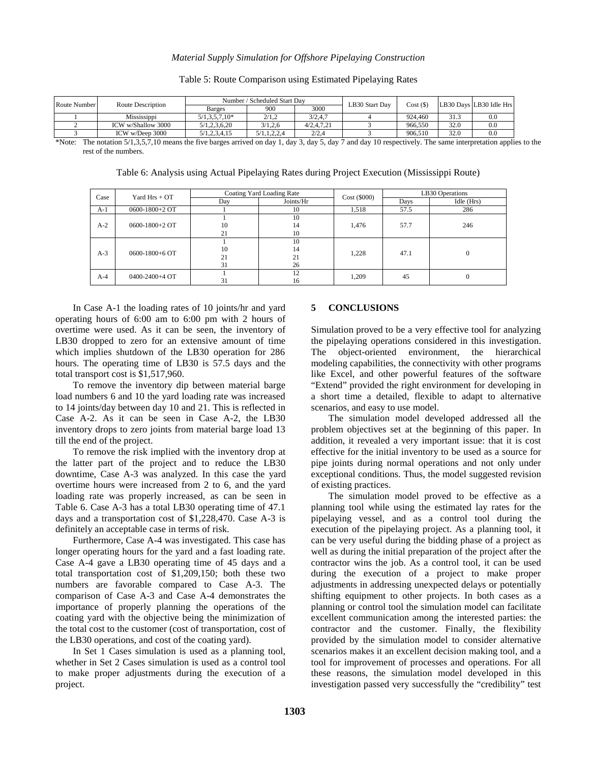Table 5: Route Comparison using Estimated Pipelaying Rates

| Route Number | Route Description | Number / Scheduled Start Day | | | LB30 Start Day | Cost ($) | LB30 Days | LB30 Idle Hrs |
|---|---|---|---|---|---|---|---|---|
| | | Barges | 900 | 3000 | | | | |
| 1 | Mississippi | 5/1,3,5,7,10* | 2/1,2 | 3/2,4,7 | 4 | 924,460 | 31.3 | 0.0 |
| 2 | ICW w/Shallow 3000 | 5/1,2,3,6,20 | 3/1,2,6 | 4/2,4,7,21 | 3 | 966,550 | 32.0 | 0.0 |
| 3 | ICW w/Deep 3000 | 5/1,2,3,4,15 | 5/1,1,2,2,4 | 2/2,4 | 3 | 906,510 | 32.0 | 0.0 |

*Note: The notation 5/1,3,5,7,10 means the five barges arrived on day 1, day 3, day 5, day 7 and day 10 respectively. The same interpretation applies to the rest of the numbers.

Table 6: Analysis using Actual Pipelaying Rates during Project Execution (Mississippi Route)

| Case | Yard Hrs + OT | Coating Yard Loading Rate | | Cost ($000) | LB30 Operations | |
|---|---|---|---|---|---|---|
| | | Day | Joints/Hr | | Days | Idle (Hrs) |
| A-1 | 0600-1800+2 OT | 1 | 10 | 1,518 | 57.5 | 286 |
| A-2 | 0600-1800+2 OT | 1<br>10<br>21 | 10<br>14<br>10 | 1,476 | 57.7 | 246 |
| A-3 | 0600-1800+6 OT | 1<br>10<br>21<br>31 | 10<br>14<br>21<br>26 | 1,228 | 47.1 | 0 |
| A-4 | 0400-2400+4 OT | 1<br>31 | 12<br>16 | 1,209 | 45 | 0 |

In Case A-1 the loading rates of 10 joints/hr and yard operating hours of 6:00 am to 6:00 pm with 2 hours of overtime were used. As it can be seen, the inventory of LB30 dropped to zero for an extensive amount of time which implies shutdown of the LB30 operation for 286 hours. The operating time of LB30 is 57.5 days and the total transport cost is $1,517,960.

To remove the inventory dip between material barge load numbers 6 and 10 the yard loading rate was increased to 14 joints/day between day 10 and 21. This is reflected in Case A-2. As it can be seen in Case A-2, the LB30 inventory drops to zero joints from material barge load 13 till the end of the project.

To remove the risk implied with the inventory drop at the latter part of the project and to reduce the LB30 downtime, Case A-3 was analyzed. In this case the yard overtime hours were increased from 2 to 6, and the yard loading rate was properly increased, as can be seen in Table 6. Case A-3 has a total LB30 operating time of 47.1 days and a transportation cost of $1,228,470. Case A-3 is definitely an acceptable case in terms of risk.

Furthermore, Case A-4 was investigated. This case has longer operating hours for the yard and a fast loading rate. Case A-4 gave a LB30 operating time of 45 days and a total transportation cost of $1,209,150; both these two numbers are favorable compared to Case A-3. The comparison of Case A-3 and Case A-4 demonstrates the importance of properly planning the operations of the coating yard with the objective being the minimization of the total cost to the customer (cost of transportation, cost of the LB30 operations, and cost of the coating yard).

In Set 1 Cases simulation is used as a planning tool, whether in Set 2 Cases simulation is used as a control tool to make proper adjustments during the execution of a project.

## 5 CONCLUSIONS

Simulation proved to be a very effective tool for analyzing the pipelaying operations considered in this investigation. The object-oriented environment, the hierarchical modeling capabilities, the connectivity with other programs like Excel, and other powerful features of the software "Extend" provided the right environment for developing in a short time a detailed, flexible to adapt to alternative scenarios, and easy to use model.

The simulation model developed addressed all the problem objectives set at the beginning of this paper. In addition, it revealed a very important issue: that it is cost effective for the initial inventory to be used as a source for pipe joints during normal operations and not only under exceptional conditions. Thus, the model suggested revision of existing practices.

The simulation model proved to be effective as a planning tool while using the estimated lay rates for the pipelaying vessel, and as a control tool during the execution of the pipelaying project. As a planning tool, it can be very useful during the bidding phase of a project as well as during the initial preparation of the project after the contractor wins the job. As a control tool, it can be used during the execution of a project to make proper adjustments in addressing unexpected delays or potentially shifting equipment to other projects. In both cases as a planning or control tool the simulation model can facilitate excellent communication among the interested parties: the contractor and the customer. Finally, the flexibility provided by the simulation model to consider alternative scenarios makes it an excellent decision making tool, and a tool for improvement of processes and operations. For all these reasons, the simulation model developed in this investigation passed very successfully the "credibility" test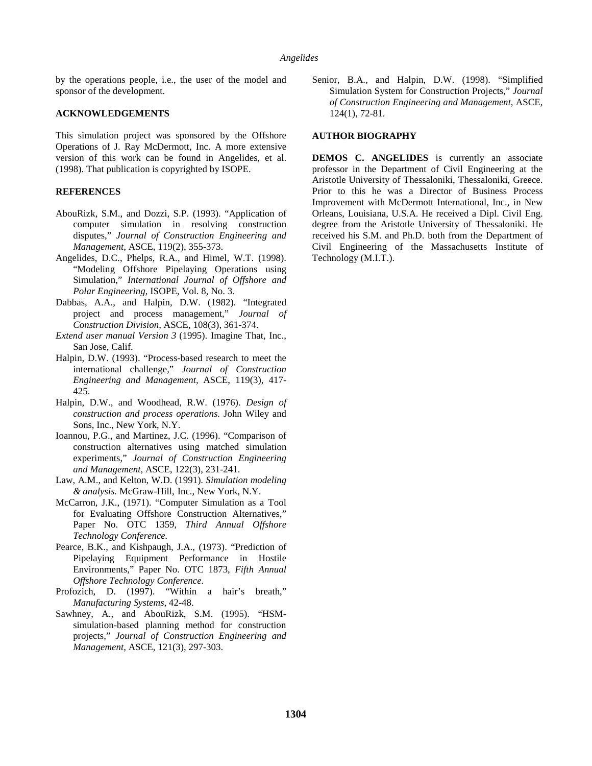by the operations people, i.e., the user of the model and sponsor of the development.

## ACKNOWLEDGEMENTS

This simulation project was sponsored by the Offshore Operations of J. Ray McDermott, Inc. A more extensive version of this work can be found in Angelides, et al. (1998). That publication is copyrighted by ISOPE.

## REFERENCES

AbouRizk, S.M., and Dozzi, S.P. (1993). "Application of computer simulation in resolving construction disputes," *Journal of Construction Engineering and Management,* ASCE, 119(2), 355-373.

Angelides, D.C., Phelps, R.A., and Himel, W.T. (1998). "Modeling Offshore Pipelaying Operations using Simulation," *International Journal of Offshore and Polar Engineering*, ISOPE, Vol. 8, No. 3.

Dabbas, A.A., and Halpin, D.W. (1982). "Integrated project and process management," *Journal of Construction Division,* ASCE, 108(3), 361-374.

*Extend user manual Version 3* (1995). Imagine That, Inc., San Jose, Calif.

Halpin, D.W. (1993). "Process-based research to meet the international challenge," *Journal of Construction Engineering and Management*, ASCE, 119(3), 417-425.

Halpin, D.W., and Woodhead, R.W. (1976). *Design of construction and process operations.* John Wiley and Sons, Inc., New York, N.Y.

Ioannou, P.G., and Martinez, J.C. (1996). "Comparison of construction alternatives using matched simulation experiments," *Journal of Construction Engineering and Management,* ASCE, 122(3), 231-241.

Law, A.M., and Kelton, W.D. (1991). *Simulation modeling & analysis.* McGraw-Hill, Inc., New York, N.Y.

McCarron, J.K., (1971). "Computer Simulation as a Tool for Evaluating Offshore Construction Alternatives," Paper No. OTC 1359, *Third Annual Offshore Technology Conference.*

Pearce, B.K., and Kishpaugh, J.A., (1973). "Prediction of Pipelaying Equipment Performance in Hostile Environments," Paper No. OTC 1873, *Fifth Annual Offshore Technology Conference.*

Profozich, D. (1997). "Within a hair's breath," *Manufacturing Systems,* 42-48.

Sawhney, A., and AbouRizk, S.M. (1995). "HSM-simulation-based planning method for construction projects," *Journal of Construction Engineering and Management,* ASCE, 121(3), 297-303.

Senior, B.A., and Halpin, D.W. (1998). "Simplified Simulation System for Construction Projects," *Journal of Construction Engineering and Management*, ASCE, 124(1), 72-81.

## AUTHOR BIOGRAPHY

**DEMOS C. ANGELIDES** is currently an associate professor in the Department of Civil Engineering at the Aristotle University of Thessaloniki, Thessaloniki, Greece. Prior to this he was a Director of Business Process Improvement with McDermott International, Inc., in New Orleans, Louisiana, U.S.A. He received a Dipl. Civil Eng. degree from the Aristotle University of Thessaloniki. He received his S.M. and Ph.D. both from the Department of Civil Engineering of the Massachusetts Institute of Technology (M.I.T.).